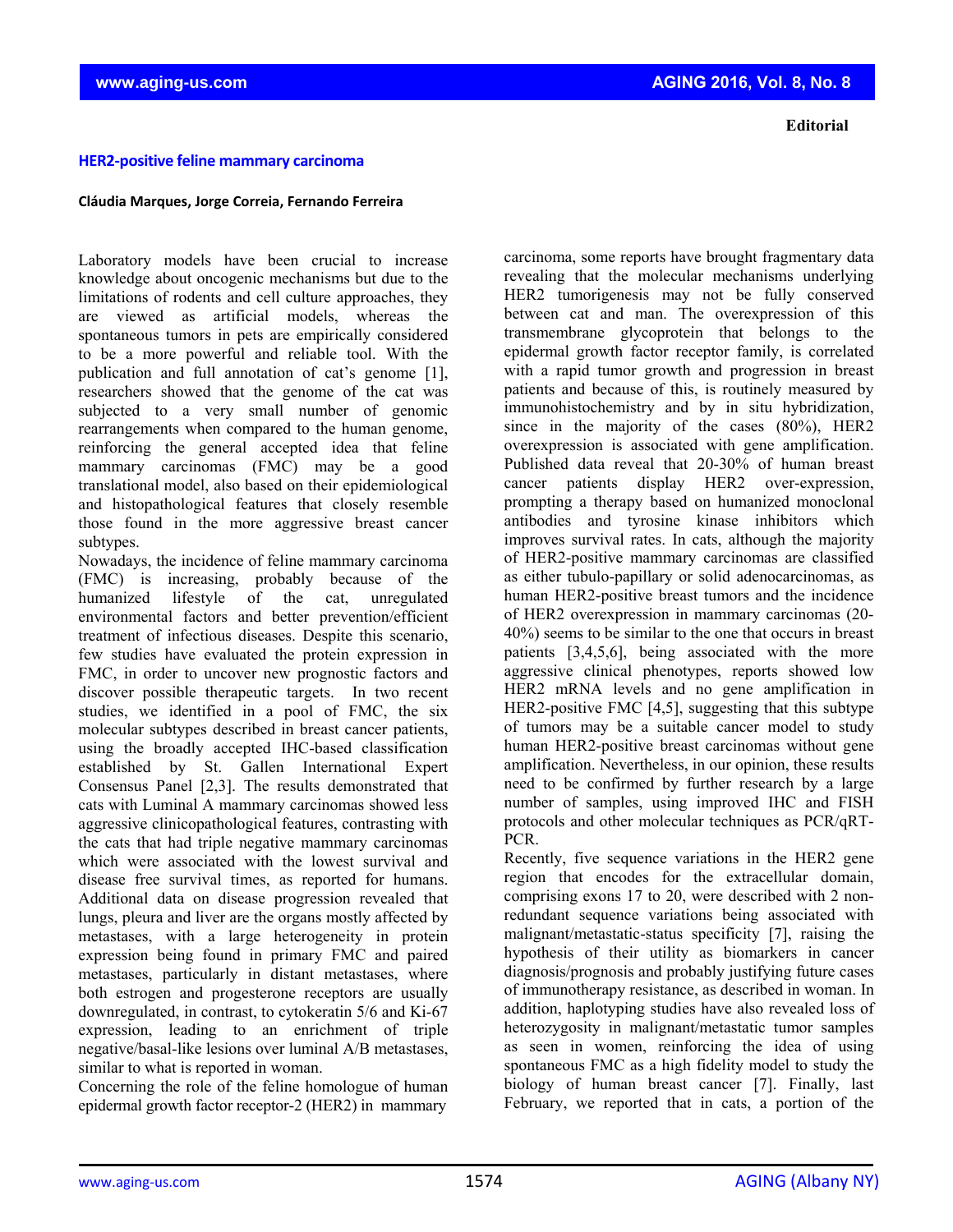Editorial

# HER2-positive feline mammary carcinoma

**Cláudia Marques, Jorge Correia, Fernando Ferreira**

Laboratory models have been crucial to increase knowledge about oncogenic mechanisms but due to the limitations of rodents and cell culture approaches, they are viewed as artificial models, whereas the spontaneous tumors in pets are empirically considered to be a more powerful and reliable tool. With the publication and full annotation of cat's genome [1], researchers showed that the genome of the cat was subjected to a very small number of genomic rearrangements when compared to the human genome, reinforcing the general accepted idea that feline mammary carcinomas (FMC) may be a good translational model, also based on their epidemiological and histopathological features that closely resemble those found in the more aggressive breast cancer subtypes.

Nowadays, the incidence of feline mammary carcinoma (FMC) is increasing, probably because of the humanized lifestyle of the cat, unregulated environmental factors and better prevention/efficient treatment of infectious diseases. Despite this scenario, few studies have evaluated the protein expression in FMC, in order to uncover new prognostic factors and discover possible therapeutic targets. In two recent studies, we identified in a pool of FMC, the six molecular subtypes described in breast cancer patients, using the broadly accepted IHC-based classification established by St. Gallen International Expert Consensus Panel [2,3]. The results demonstrated that cats with Luminal A mammary carcinomas showed less aggressive clinicopathological features, contrasting with the cats that had triple negative mammary carcinomas which were associated with the lowest survival and disease free survival times, as reported for humans. Additional data on disease progression revealed that lungs, pleura and liver are the organs mostly affected by metastases, with a large heterogeneity in protein expression being found in primary FMC and paired metastases, particularly in distant metastases, where both estrogen and progesterone receptors are usually downregulated, in contrast, to cytokeratin 5/6 and Ki-67 expression, leading to an enrichment of triple negative/basal-like lesions over luminal A/B metastases, similar to what is reported in woman.

Concerning the role of the feline homologue of human epidermal growth factor receptor-2 (HER2) in mammary carcinoma, some reports have brought fragmentary data revealing that the molecular mechanisms underlying HER2 tumorigenesis may not be fully conserved between cat and man. The overexpression of this transmembrane glycoprotein that belongs to the epidermal growth factor receptor family, is correlated with a rapid tumor growth and progression in breast patients and because of this, is routinely measured by immunohistochemistry and by in situ hybridization, since in the majority of the cases (80%), HER2 overexpression is associated with gene amplification. Published data reveal that 20-30% of human breast cancer patients display HER2 over-expression, prompting a therapy based on humanized monoclonal antibodies and tyrosine kinase inhibitors which improves survival rates. In cats, although the majority of HER2-positive mammary carcinomas are classified as either tubulo-papillary or solid adenocarcinomas, as human HER2-positive breast tumors and the incidence of HER2 overexpression in mammary carcinomas (20-40%) seems to be similar to the one that occurs in breast patients [3,4,5,6], being associated with the more aggressive clinical phenotypes, reports showed low HER2 mRNA levels and no gene amplification in HER2-positive FMC [4,5], suggesting that this subtype of tumors may be a suitable cancer model to study human HER2-positive breast carcinomas without gene amplification. Nevertheless, in our opinion, these results need to be confirmed by further research by a large number of samples, using improved IHC and FISH protocols and other molecular techniques as PCR/qRT-PCR.

Recently, five sequence variations in the HER2 gene region that encodes for the extracellular domain, comprising exons 17 to 20, were described with 2 non-redundant sequence variations being associated with malignant/metastatic-status specificity [7], raising the hypothesis of their utility as biomarkers in cancer diagnosis/prognosis and probably justifying future cases of immunotherapy resistance, as described in woman. In addition, haplotyping studies have also revealed loss of heterozygosity in malignant/metastatic tumor samples as seen in women, reinforcing the idea of using spontaneous FMC as a high fidelity model to study the biology of human breast cancer [7]. Finally, last February, we reported that in cats, a portion of the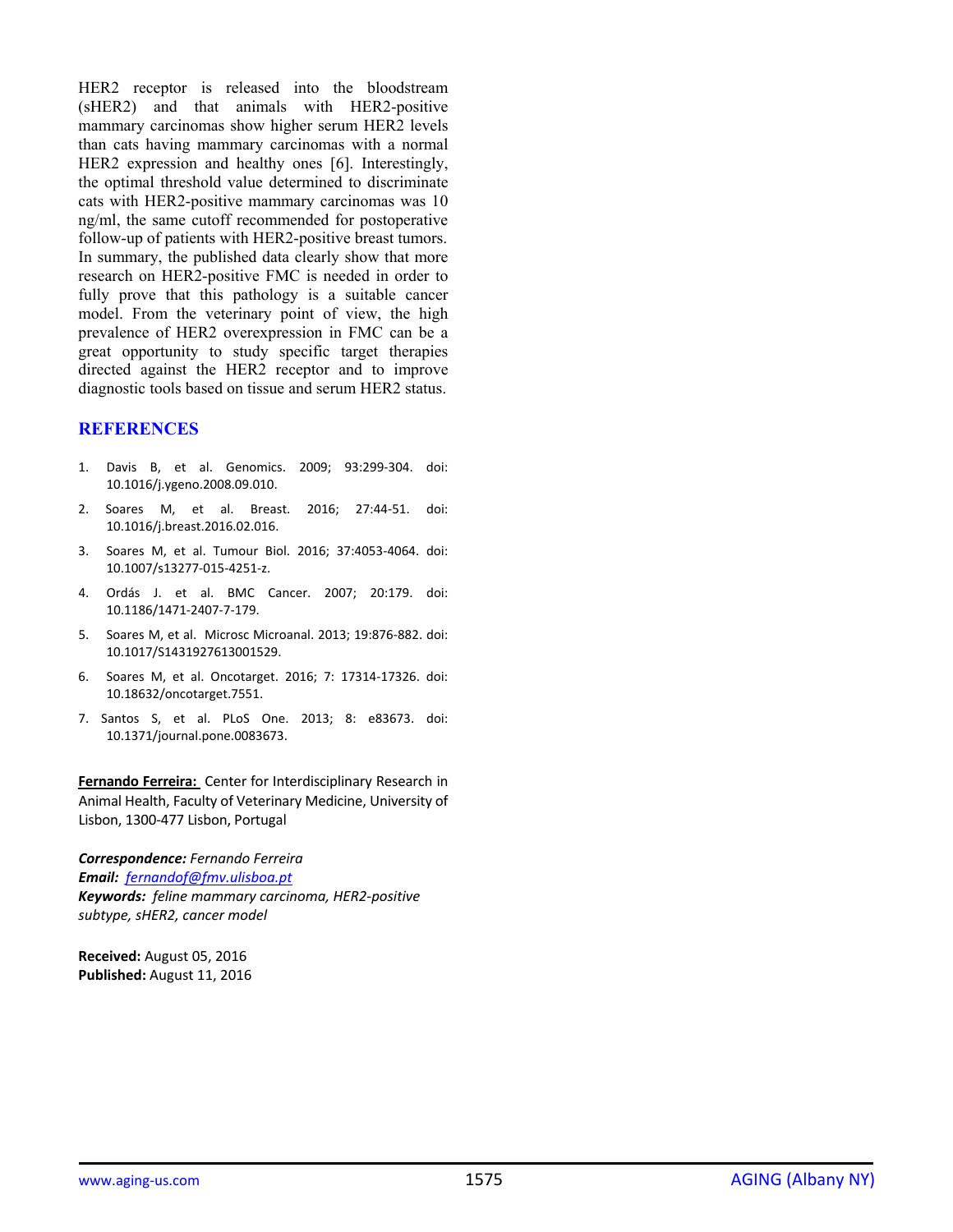HER2 receptor is released into the bloodstream (sHER2) and that animals with HER2-positive mammary carcinomas show higher serum HER2 levels than cats having mammary carcinomas with a normal HER2 expression and healthy ones [6]. Interestingly, the optimal threshold value determined to discriminate cats with HER2-positive mammary carcinomas was 10 ng/ml, the same cutoff recommended for postoperative follow-up of patients with HER2-positive breast tumors. In summary, the published data clearly show that more research on HER2-positive FMC is needed in order to fully prove that this pathology is a suitable cancer model. From the veterinary point of view, the high prevalence of HER2 overexpression in FMC can be a great opportunity to study specific target therapies directed against the HER2 receptor and to improve diagnostic tools based on tissue and serum HER2 status.

## REFERENCES

1. Davis B, et al. Genomics. 2009; 93:299-304. doi: 10.1016/j.ygeno.2008.09.010.
2. Soares M, et al. Breast. 2016; 27:44-51. doi: 10.1016/j.breast.2016.02.016.
3. Soares M, et al. Tumour Biol. 2016; 37:4053-4064. doi: 10.1007/s13277-015-4251-z.
4. Ordás J. et al. BMC Cancer. 2007; 20:179. doi: 10.1186/1471-2407-7-179.
5. Soares M, et al. Microsc Microanal. 2013; 19:876-882. doi: 10.1017/S1431927613001529.
6. Soares M, et al. Oncotarget. 2016; 7: 17314-17326. doi: 10.18632/oncotarget.7551.
7. Santos S, et al. PLoS One. 2013; 8: e83673. doi: 10.1371/journal.pone.0083673.

**Fernando Ferreira:** Center for Interdisciplinary Research in Animal Health, Faculty of Veterinary Medicine, University of Lisbon, 1300-477 Lisbon, Portugal

***Correspondence:*** *Fernando Ferreira*
***Email:*** *fernandof@fmv.ulisboa.pt*
***Keywords:*** *feline mammary carcinoma, HER2-positive subtype, sHER2, cancer model*

**Received:** August 05, 2016
**Published:** August 11, 2016